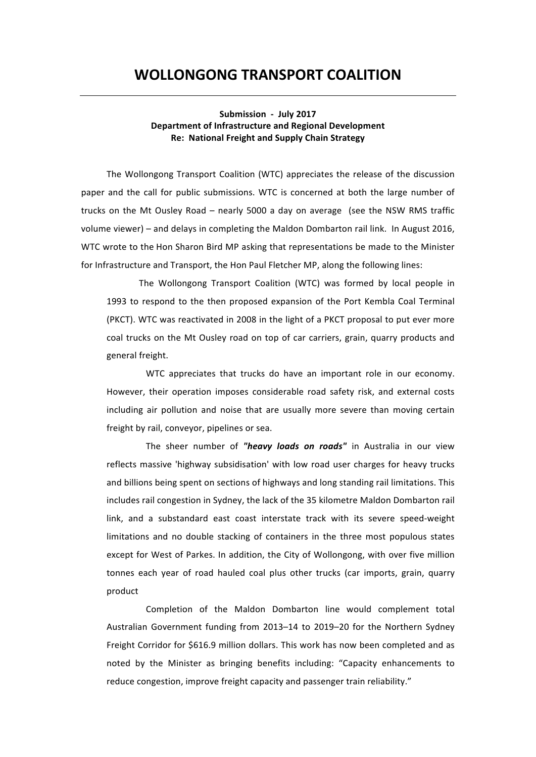# WOLLONGONG TRANSPORT COALITION

---

**Submission - July 2017**
**Department of Infrastructure and Regional Development**
**Re: National Freight and Supply Chain Strategy**

The Wollongong Transport Coalition (WTC) appreciates the release of the discussion paper and the call for public submissions. WTC is concerned at both the large number of trucks on the Mt Ousley Road – nearly 5000 a day on average (see the NSW RMS traffic volume viewer) – and delays in completing the Maldon Dombarton rail link. In August 2016, WTC wrote to the Hon Sharon Bird MP asking that representations be made to the Minister for Infrastructure and Transport, the Hon Paul Fletcher MP, along the following lines:

> The Wollongong Transport Coalition (WTC) was formed by local people in 1993 to respond to the then proposed expansion of the Port Kembla Coal Terminal (PKCT). WTC was reactivated in 2008 in the light of a PKCT proposal to put ever more coal trucks on the Mt Ousley road on top of car carriers, grain, quarry products and general freight.
>
> WTC appreciates that trucks do have an important role in our economy. However, their operation imposes considerable road safety risk, and external costs including air pollution and noise that are usually more severe than moving certain freight by rail, conveyor, pipelines or sea.
>
> The sheer number of ***"heavy loads on roads"*** in Australia in our view reflects massive 'highway subsidisation' with low road user charges for heavy trucks and billions being spent on sections of highways and long standing rail limitations. This includes rail congestion in Sydney, the lack of the 35 kilometre Maldon Dombarton rail link, and a substandard east coast interstate track with its severe speed-weight limitations and no double stacking of containers in the three most populous states except for West of Parkes. In addition, the City of Wollongong, with over five million tonnes each year of road hauled coal plus other trucks (car imports, grain, quarry product
>
> Completion of the Maldon Dombarton line would complement total Australian Government funding from 2013–14 to 2019–20 for the Northern Sydney Freight Corridor for $616.9 million dollars. This work has now been completed and as noted by the Minister as bringing benefits including: "Capacity enhancements to reduce congestion, improve freight capacity and passenger train reliability."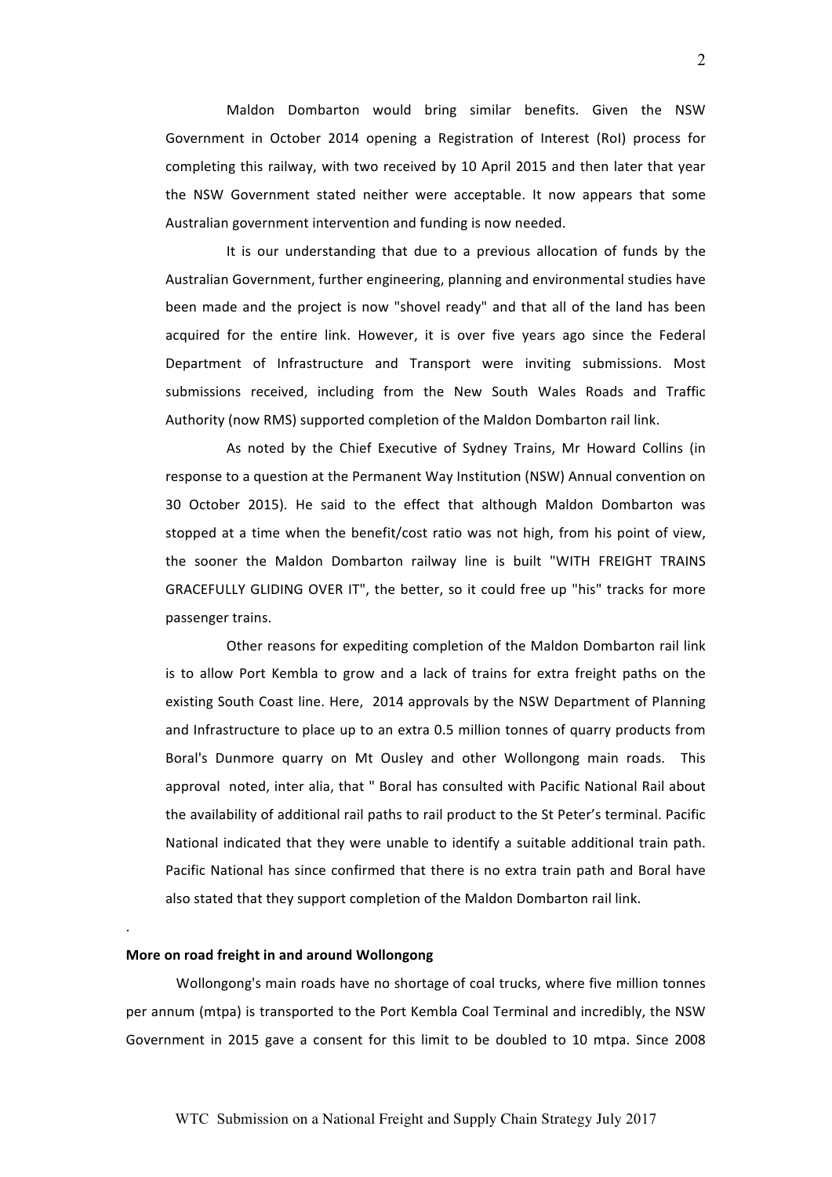Maldon Dombarton would bring similar benefits. Given the NSW Government in October 2014 opening a Registration of Interest (RoI) process for completing this railway, with two received by 10 April 2015 and then later that year the NSW Government stated neither were acceptable. It now appears that some Australian government intervention and funding is now needed.

It is our understanding that due to a previous allocation of funds by the Australian Government, further engineering, planning and environmental studies have been made and the project is now "shovel ready" and that all of the land has been acquired for the entire link. However, it is over five years ago since the Federal Department of Infrastructure and Transport were inviting submissions. Most submissions received, including from the New South Wales Roads and Traffic Authority (now RMS) supported completion of the Maldon Dombarton rail link.

As noted by the Chief Executive of Sydney Trains, Mr Howard Collins (in response to a question at the Permanent Way Institution (NSW) Annual convention on 30 October 2015). He said to the effect that although Maldon Dombarton was stopped at a time when the benefit/cost ratio was not high, from his point of view, the sooner the Maldon Dombarton railway line is built "WITH FREIGHT TRAINS GRACEFULLY GLIDING OVER IT", the better, so it could free up "his" tracks for more passenger trains.

Other reasons for expediting completion of the Maldon Dombarton rail link is to allow Port Kembla to grow and a lack of trains for extra freight paths on the existing South Coast line. Here, 2014 approvals by the NSW Department of Planning and Infrastructure to place up to an extra 0.5 million tonnes of quarry products from Boral's Dunmore quarry on Mt Ousley and other Wollongong main roads. This approval noted, inter alia, that " Boral has consulted with Pacific National Rail about the availability of additional rail paths to rail product to the St Peter's terminal. Pacific National indicated that they were unable to identify a suitable additional train path. Pacific National has since confirmed that there is no extra train path and Boral have also stated that they support completion of the Maldon Dombarton rail link.

.

**More on road freight in and around Wollongong**

Wollongong's main roads have no shortage of coal trucks, where five million tonnes per annum (mtpa) is transported to the Port Kembla Coal Terminal and incredibly, the NSW Government in 2015 gave a consent for this limit to be doubled to 10 mtpa. Since 2008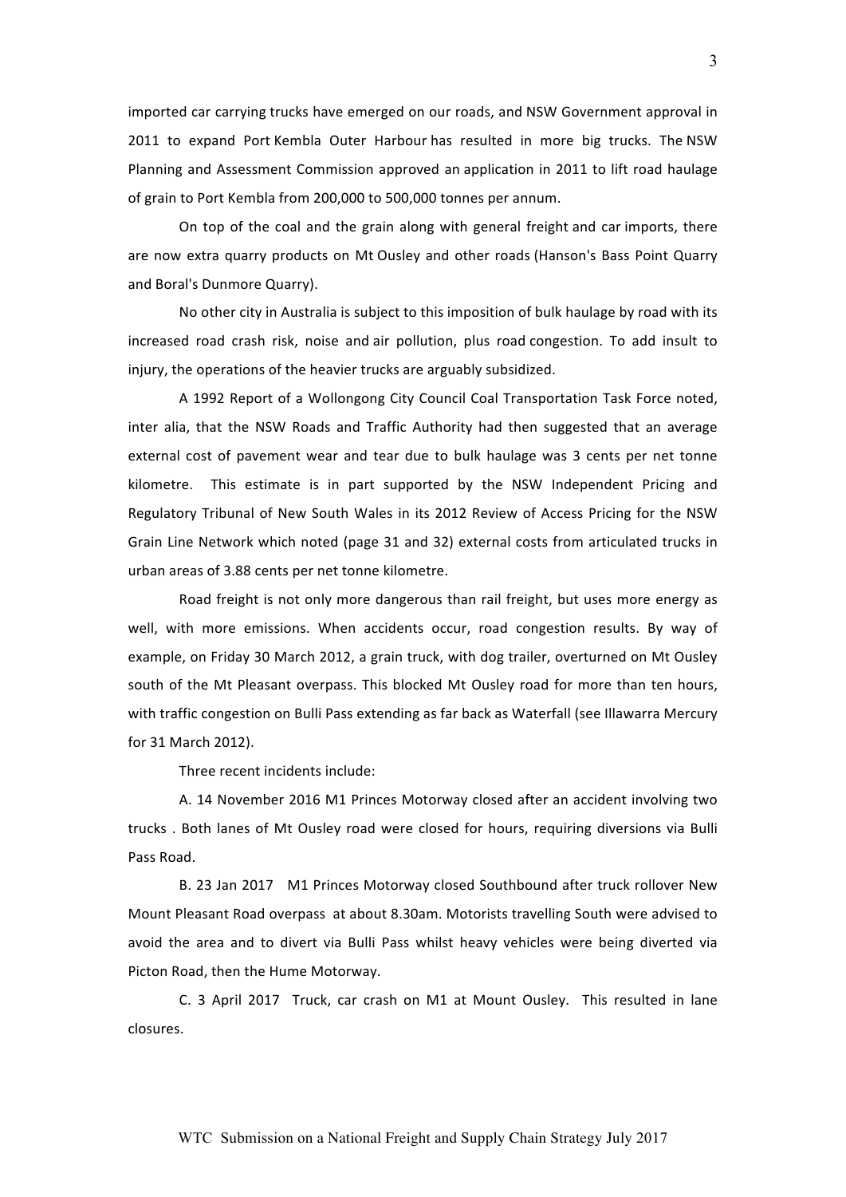imported car carrying trucks have emerged on our roads, and NSW Government approval in 2011 to expand Port Kembla Outer Harbour has resulted in more big trucks. The NSW Planning and Assessment Commission approved an application in 2011 to lift road haulage of grain to Port Kembla from 200,000 to 500,000 tonnes per annum.

On top of the coal and the grain along with general freight and car imports, there are now extra quarry products on Mt Ousley and other roads (Hanson's Bass Point Quarry and Boral's Dunmore Quarry).

No other city in Australia is subject to this imposition of bulk haulage by road with its increased road crash risk, noise and air pollution, plus road congestion. To add insult to injury, the operations of the heavier trucks are arguably subsidized.

A 1992 Report of a Wollongong City Council Coal Transportation Task Force noted, inter alia, that the NSW Roads and Traffic Authority had then suggested that an average external cost of pavement wear and tear due to bulk haulage was 3 cents per net tonne kilometre. This estimate is in part supported by the NSW Independent Pricing and Regulatory Tribunal of New South Wales in its 2012 Review of Access Pricing for the NSW Grain Line Network which noted (page 31 and 32) external costs from articulated trucks in urban areas of 3.88 cents per net tonne kilometre.

Road freight is not only more dangerous than rail freight, but uses more energy as well, with more emissions. When accidents occur, road congestion results. By way of example, on Friday 30 March 2012, a grain truck, with dog trailer, overturned on Mt Ousley south of the Mt Pleasant overpass. This blocked Mt Ousley road for more than ten hours, with traffic congestion on Bulli Pass extending as far back as Waterfall (see Illawarra Mercury for 31 March 2012).

Three recent incidents include:

A. 14 November 2016 M1 Princes Motorway closed after an accident involving two trucks . Both lanes of Mt Ousley road were closed for hours, requiring diversions via Bulli Pass Road.

B. 23 Jan 2017 M1 Princes Motorway closed Southbound after truck rollover New Mount Pleasant Road overpass at about 8.30am. Motorists travelling South were advised to avoid the area and to divert via Bulli Pass whilst heavy vehicles were being diverted via Picton Road, then the Hume Motorway.

C. 3 April 2017 Truck, car crash on M1 at Mount Ousley. This resulted in lane closures.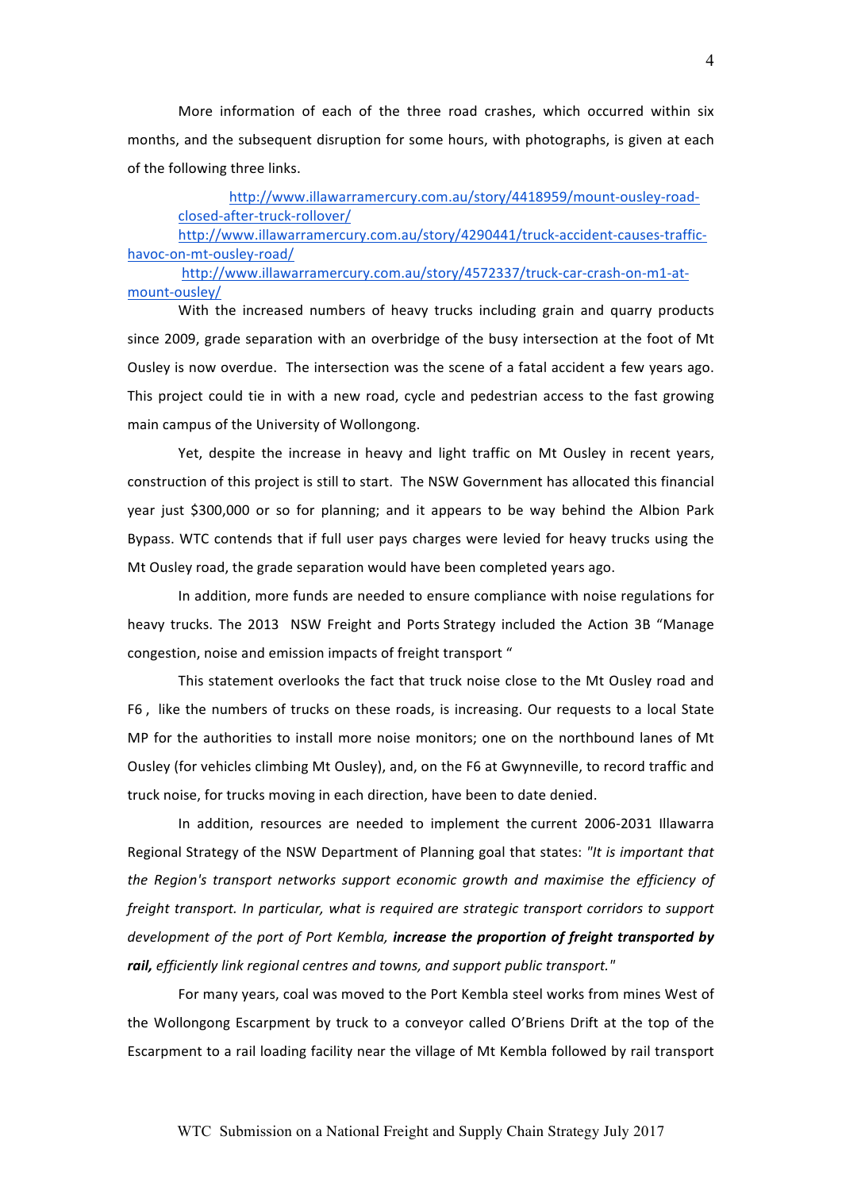More information of each of the three road crashes, which occurred within six months, and the subsequent disruption for some hours, with photographs, is given at each of the following three links.

http://www.illawarramercury.com.au/story/4418959/mount-ousley-road-closed-after-truck-rollover/

http://www.illawarramercury.com.au/story/4290441/truck-accident-causes-traffic-havoc-on-mt-ousley-road/

http://www.illawarramercury.com.au/story/4572337/truck-car-crash-on-m1-at-mount-ousley/

With the increased numbers of heavy trucks including grain and quarry products since 2009, grade separation with an overbridge of the busy intersection at the foot of Mt Ousley is now overdue. The intersection was the scene of a fatal accident a few years ago. This project could tie in with a new road, cycle and pedestrian access to the fast growing main campus of the University of Wollongong.

Yet, despite the increase in heavy and light traffic on Mt Ousley in recent years, construction of this project is still to start. The NSW Government has allocated this financial year just $300,000 or so for planning; and it appears to be way behind the Albion Park Bypass. WTC contends that if full user pays charges were levied for heavy trucks using the Mt Ousley road, the grade separation would have been completed years ago.

In addition, more funds are needed to ensure compliance with noise regulations for heavy trucks. The 2013 NSW Freight and Ports Strategy included the Action 3B "Manage congestion, noise and emission impacts of freight transport "

This statement overlooks the fact that truck noise close to the Mt Ousley road and F6 , like the numbers of trucks on these roads, is increasing. Our requests to a local State MP for the authorities to install more noise monitors; one on the northbound lanes of Mt Ousley (for vehicles climbing Mt Ousley), and, on the F6 at Gwynneville, to record traffic and truck noise, for trucks moving in each direction, have been to date denied.

In addition, resources are needed to implement the current 2006-2031 Illawarra Regional Strategy of the NSW Department of Planning goal that states: *"It is important that the Region's transport networks support economic growth and maximise the efficiency of freight transport. In particular, what is required are strategic transport corridors to support development of the port of Port Kembla,* ***increase the proportion of freight transported by rail,*** *efficiently link regional centres and towns, and support public transport."*

For many years, coal was moved to the Port Kembla steel works from mines West of the Wollongong Escarpment by truck to a conveyor called O'Briens Drift at the top of the Escarpment to a rail loading facility near the village of Mt Kembla followed by rail transport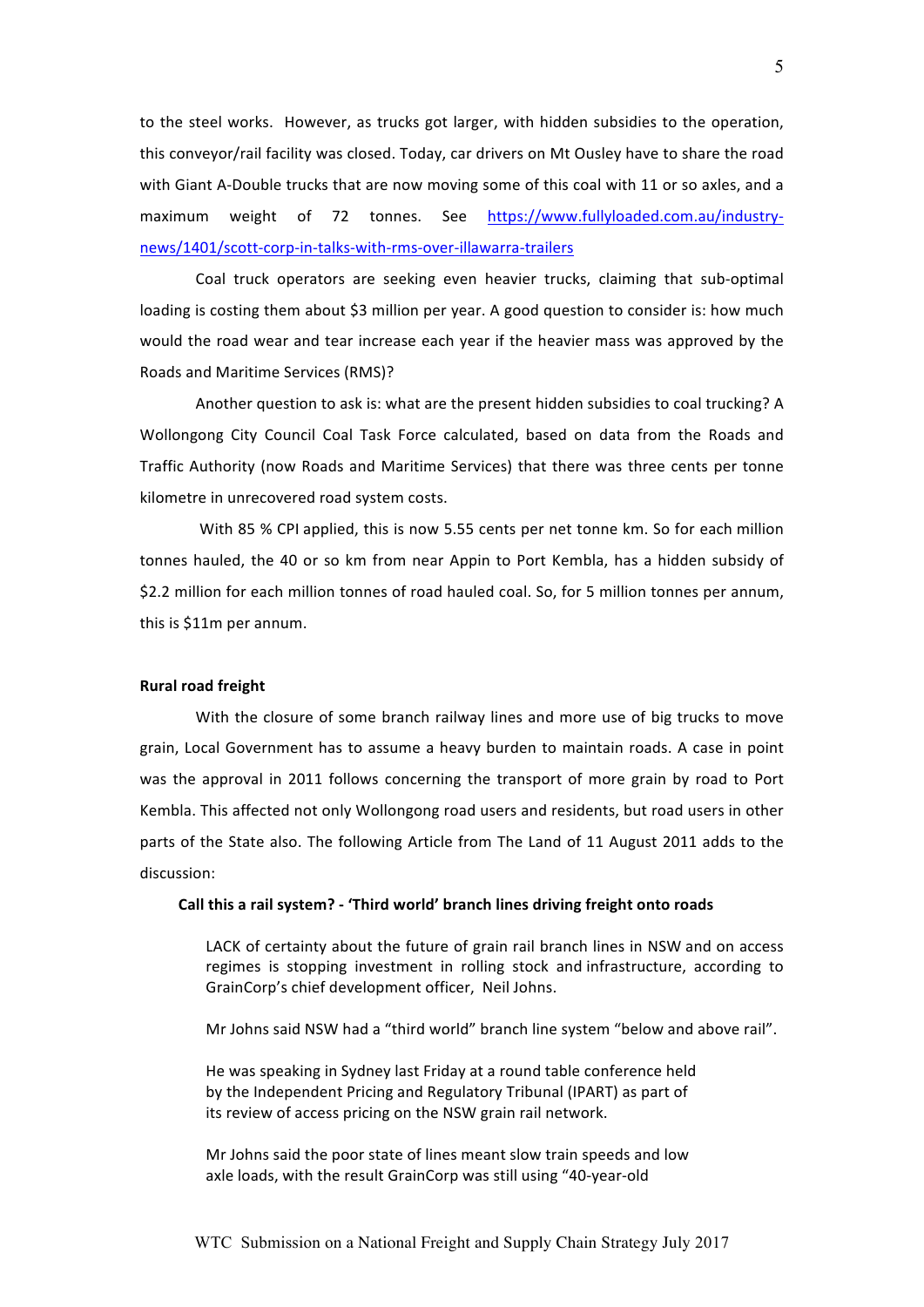to the steel works. However, as trucks got larger, with hidden subsidies to the operation, this conveyor/rail facility was closed. Today, car drivers on Mt Ousley have to share the road with Giant A-Double trucks that are now moving some of this coal with 11 or so axles, and a maximum weight of 72 tonnes. See https://www.fullyloaded.com.au/industry-news/1401/scott-corp-in-talks-with-rms-over-illawarra-trailers

Coal truck operators are seeking even heavier trucks, claiming that sub-optimal loading is costing them about $3 million per year. A good question to consider is: how much would the road wear and tear increase each year if the heavier mass was approved by the Roads and Maritime Services (RMS)?

Another question to ask is: what are the present hidden subsidies to coal trucking? A Wollongong City Council Coal Task Force calculated, based on data from the Roads and Traffic Authority (now Roads and Maritime Services) that there was three cents per tonne kilometre in unrecovered road system costs.

With 85 % CPI applied, this is now 5.55 cents per net tonne km. So for each million tonnes hauled, the 40 or so km from near Appin to Port Kembla, has a hidden subsidy of $2.2 million for each million tonnes of road hauled coal. So, for 5 million tonnes per annum, this is $11m per annum.

**Rural road freight**

With the closure of some branch railway lines and more use of big trucks to move grain, Local Government has to assume a heavy burden to maintain roads. A case in point was the approval in 2011 follows concerning the transport of more grain by road to Port Kembla. This affected not only Wollongong road users and residents, but road users in other parts of the State also. The following Article from The Land of 11 August 2011 adds to the discussion:

**Call this a rail system? - 'Third world' branch lines driving freight onto roads**

> LACK of certainty about the future of grain rail branch lines in NSW and on access regimes is stopping investment in rolling stock and infrastructure, according to GrainCorp's chief development officer, Neil Johns.
>
> Mr Johns said NSW had a "third world" branch line system "below and above rail".
>
> He was speaking in Sydney last Friday at a round table conference held by the Independent Pricing and Regulatory Tribunal (IPART) as part of its review of access pricing on the NSW grain rail network.
>
> Mr Johns said the poor state of lines meant slow train speeds and low axle loads, with the result GrainCorp was still using "40-year-old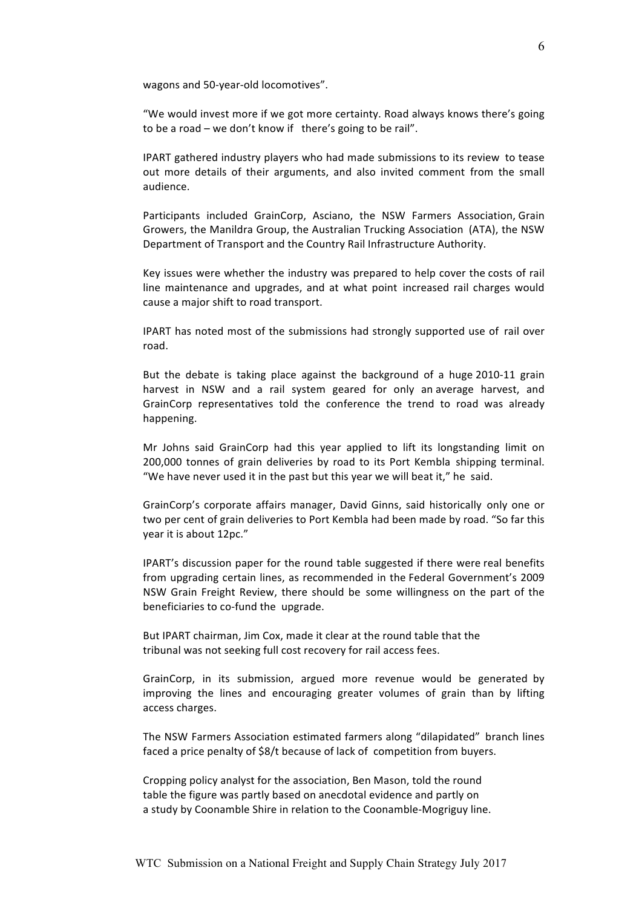wagons and 50-year-old locomotives".

"We would invest more if we got more certainty. Road always knows there's going to be a road – we don't know if there's going to be rail".

IPART gathered industry players who had made submissions to its review to tease out more details of their arguments, and also invited comment from the small audience.

Participants included GrainCorp, Asciano, the NSW Farmers Association, Grain Growers, the Manildra Group, the Australian Trucking Association (ATA), the NSW Department of Transport and the Country Rail Infrastructure Authority.

Key issues were whether the industry was prepared to help cover the costs of rail line maintenance and upgrades, and at what point increased rail charges would cause a major shift to road transport.

IPART has noted most of the submissions had strongly supported use of rail over road.

But the debate is taking place against the background of a huge 2010-11 grain harvest in NSW and a rail system geared for only an average harvest, and GrainCorp representatives told the conference the trend to road was already happening.

Mr Johns said GrainCorp had this year applied to lift its longstanding limit on 200,000 tonnes of grain deliveries by road to its Port Kembla shipping terminal. "We have never used it in the past but this year we will beat it," he said.

GrainCorp's corporate affairs manager, David Ginns, said historically only one or two per cent of grain deliveries to Port Kembla had been made by road. "So far this year it is about 12pc."

IPART's discussion paper for the round table suggested if there were real benefits from upgrading certain lines, as recommended in the Federal Government's 2009 NSW Grain Freight Review, there should be some willingness on the part of the beneficiaries to co-fund the upgrade.

But IPART chairman, Jim Cox, made it clear at the round table that the tribunal was not seeking full cost recovery for rail access fees.

GrainCorp, in its submission, argued more revenue would be generated by improving the lines and encouraging greater volumes of grain than by lifting access charges.

The NSW Farmers Association estimated farmers along "dilapidated" branch lines faced a price penalty of $8/t because of lack of competition from buyers.

Cropping policy analyst for the association, Ben Mason, told the round table the figure was partly based on anecdotal evidence and partly on a study by Coonamble Shire in relation to the Coonamble-Mogriguy line.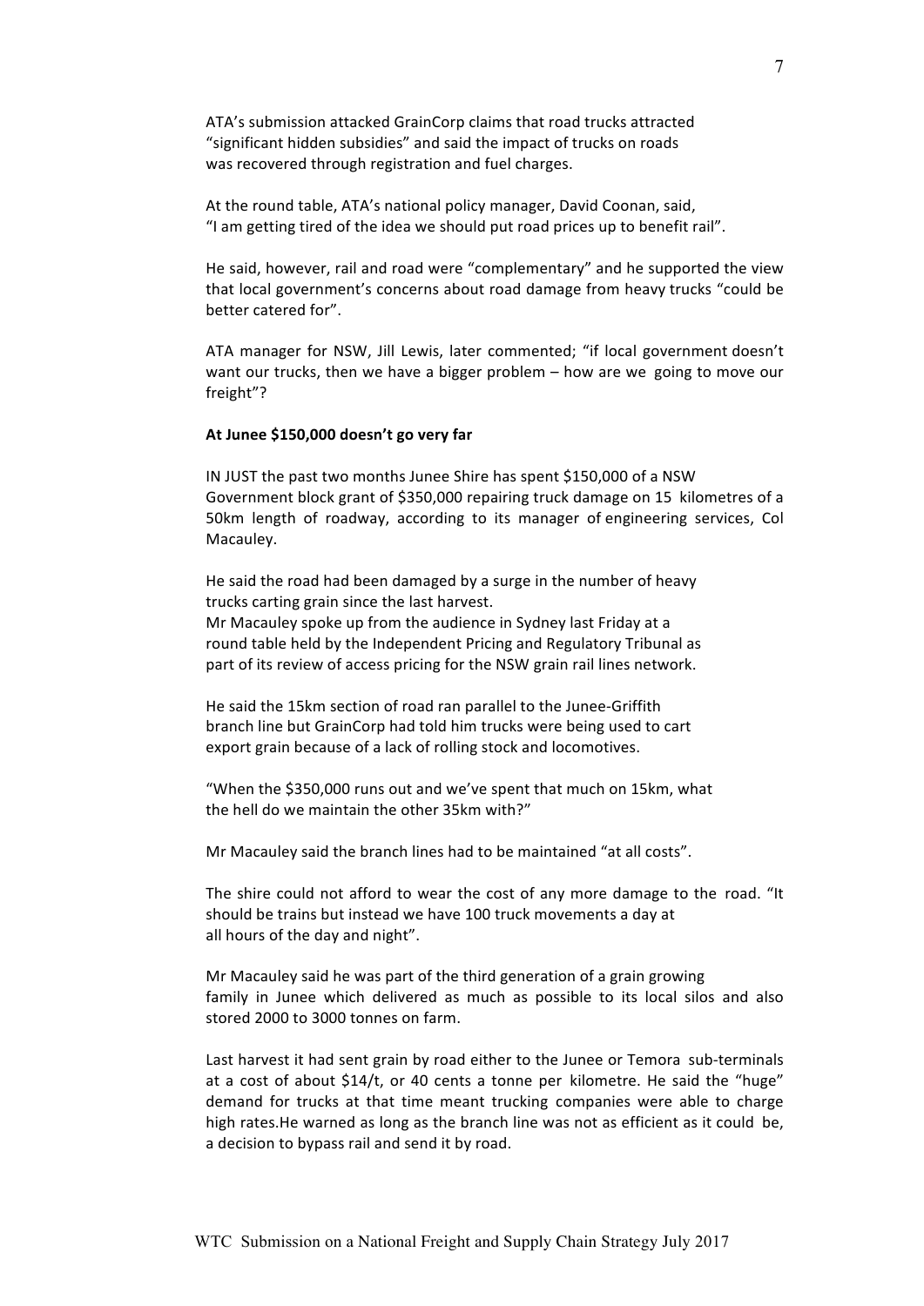ATA's submission attacked GrainCorp claims that road trucks attracted "significant hidden subsidies" and said the impact of trucks on roads was recovered through registration and fuel charges.

At the round table, ATA's national policy manager, David Coonan, said, "I am getting tired of the idea we should put road prices up to benefit rail".

He said, however, rail and road were "complementary" and he supported the view that local government's concerns about road damage from heavy trucks "could be better catered for".

ATA manager for NSW, Jill Lewis, later commented; "if local government doesn't want our trucks, then we have a bigger problem – how are we going to move our freight"?

**At Junee $150,000 doesn't go very far**

IN JUST the past two months Junee Shire has spent $150,000 of a NSW Government block grant of $350,000 repairing truck damage on 15 kilometres of a 50km length of roadway, according to its manager of engineering services, Col Macauley.

He said the road had been damaged by a surge in the number of heavy trucks carting grain since the last harvest.
Mr Macauley spoke up from the audience in Sydney last Friday at a round table held by the Independent Pricing and Regulatory Tribunal as part of its review of access pricing for the NSW grain rail lines network.

He said the 15km section of road ran parallel to the Junee-Griffith branch line but GrainCorp had told him trucks were being used to cart export grain because of a lack of rolling stock and locomotives.

"When the $350,000 runs out and we've spent that much on 15km, what the hell do we maintain the other 35km with?"

Mr Macauley said the branch lines had to be maintained "at all costs".

The shire could not afford to wear the cost of any more damage to the road. "It should be trains but instead we have 100 truck movements a day at all hours of the day and night".

Mr Macauley said he was part of the third generation of a grain growing family in Junee which delivered as much as possible to its local silos and also stored 2000 to 3000 tonnes on farm.

Last harvest it had sent grain by road either to the Junee or Temora sub-terminals at a cost of about $14/t, or 40 cents a tonne per kilometre. He said the "huge" demand for trucks at that time meant trucking companies were able to charge high rates.He warned as long as the branch line was not as efficient as it could be, a decision to bypass rail and send it by road.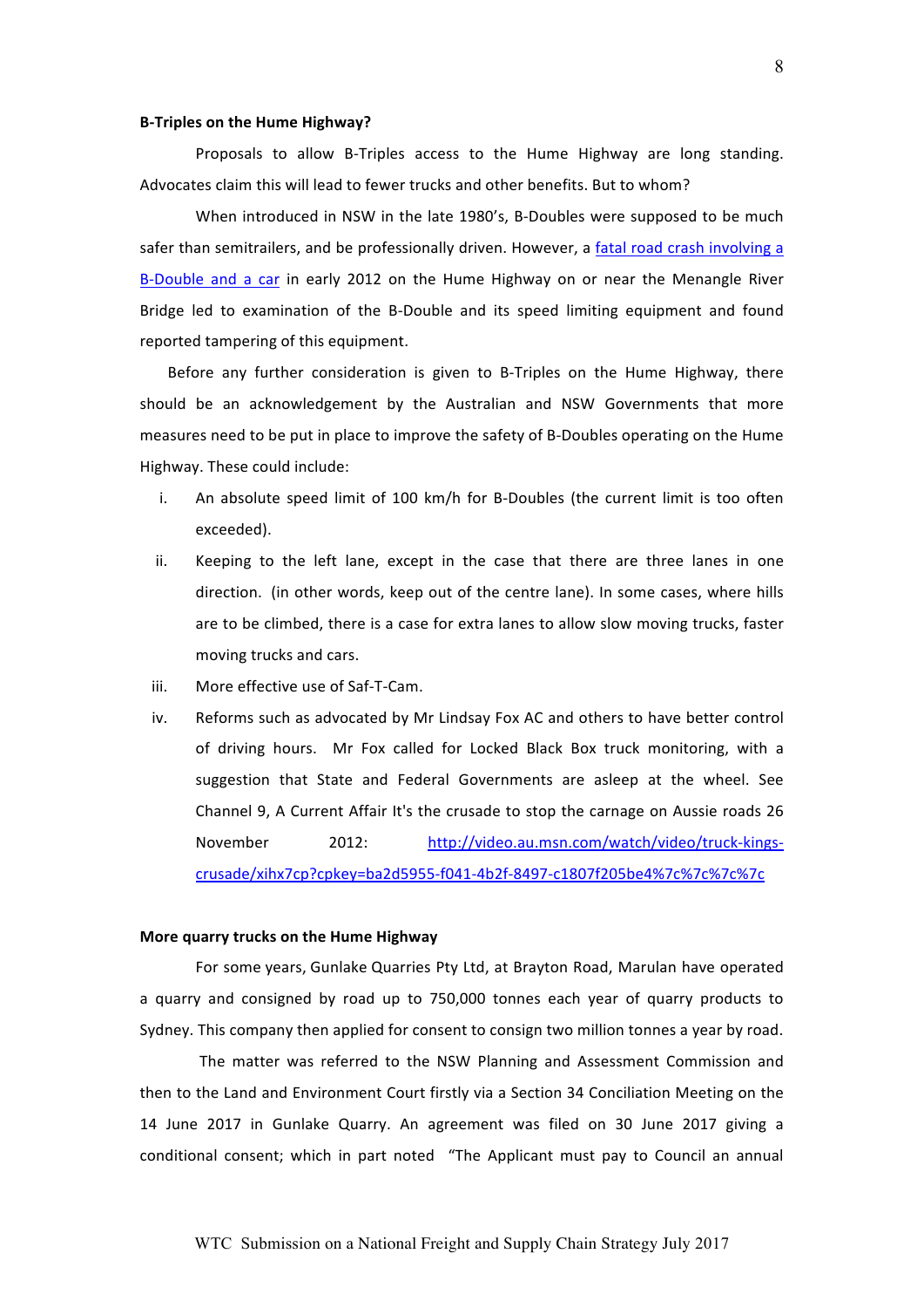**B-Triples on the Hume Highway?**

Proposals to allow B-Triples access to the Hume Highway are long standing. Advocates claim this will lead to fewer trucks and other benefits. But to whom?

When introduced in NSW in the late 1980's, B-Doubles were supposed to be much safer than semitrailers, and be professionally driven. However, a [fatal road crash involving a B-Double and a car]() in early 2012 on the Hume Highway on or near the Menangle River Bridge led to examination of the B-Double and its speed limiting equipment and found reported tampering of this equipment.

Before any further consideration is given to B-Triples on the Hume Highway, there should be an acknowledgement by the Australian and NSW Governments that more measures need to be put in place to improve the safety of B-Doubles operating on the Hume Highway. These could include:

i. An absolute speed limit of 100 km/h for B-Doubles (the current limit is too often exceeded).
ii. Keeping to the left lane, except in the case that there are three lanes in one direction. (in other words, keep out of the centre lane). In some cases, where hills are to be climbed, there is a case for extra lanes to allow slow moving trucks, faster moving trucks and cars.
iii. More effective use of Saf-T-Cam.
iv. Reforms such as advocated by Mr Lindsay Fox AC and others to have better control of driving hours. Mr Fox called for Locked Black Box truck monitoring, with a suggestion that State and Federal Governments are asleep at the wheel. See Channel 9, A Current Affair It's the crusade to stop the carnage on Aussie roads 26 November 2012: http://video.au.msn.com/watch/video/truck-kings-crusade/xihx7cp?cpkey=ba2d5955-f041-4b2f-8497-c1807f205be4%7c%7c%7c%7c

**More quarry trucks on the Hume Highway**

For some years, Gunlake Quarries Pty Ltd, at Brayton Road, Marulan have operated a quarry and consigned by road up to 750,000 tonnes each year of quarry products to Sydney. This company then applied for consent to consign two million tonnes a year by road.

The matter was referred to the NSW Planning and Assessment Commission and then to the Land and Environment Court firstly via a Section 34 Conciliation Meeting on the 14 June 2017 in Gunlake Quarry. An agreement was filed on 30 June 2017 giving a conditional consent; which in part noted "The Applicant must pay to Council an annual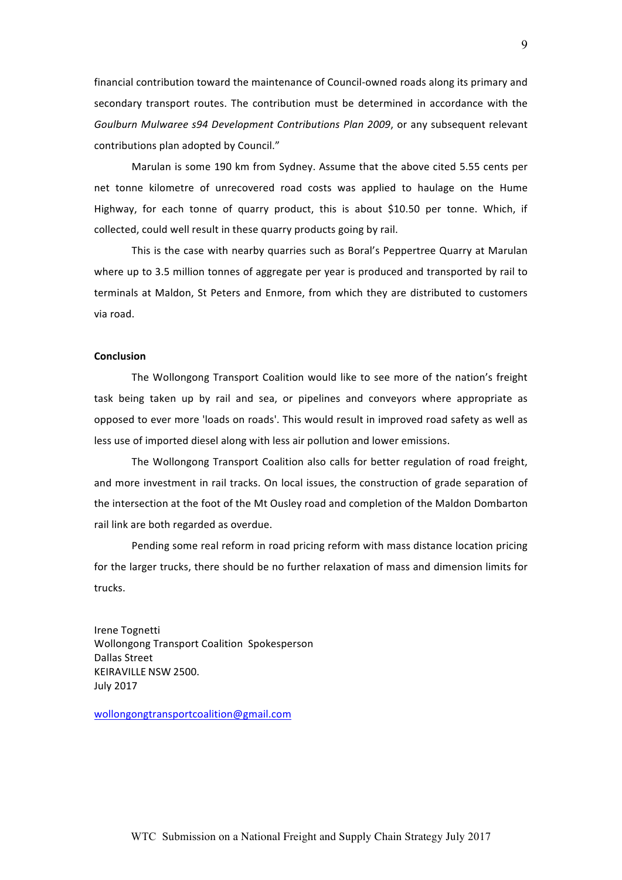financial contribution toward the maintenance of Council-owned roads along its primary and secondary transport routes. The contribution must be determined in accordance with the *Goulburn Mulwaree s94 Development Contributions Plan 2009*, or any subsequent relevant contributions plan adopted by Council."

Marulan is some 190 km from Sydney. Assume that the above cited 5.55 cents per net tonne kilometre of unrecovered road costs was applied to haulage on the Hume Highway, for each tonne of quarry product, this is about $10.50 per tonne. Which, if collected, could well result in these quarry products going by rail.

This is the case with nearby quarries such as Boral's Peppertree Quarry at Marulan where up to 3.5 million tonnes of aggregate per year is produced and transported by rail to terminals at Maldon, St Peters and Enmore, from which they are distributed to customers via road.

**Conclusion**

The Wollongong Transport Coalition would like to see more of the nation's freight task being taken up by rail and sea, or pipelines and conveyors where appropriate as opposed to ever more 'loads on roads'. This would result in improved road safety as well as less use of imported diesel along with less air pollution and lower emissions.

The Wollongong Transport Coalition also calls for better regulation of road freight, and more investment in rail tracks. On local issues, the construction of grade separation of the intersection at the foot of the Mt Ousley road and completion of the Maldon Dombarton rail link are both regarded as overdue.

Pending some real reform in road pricing reform with mass distance location pricing for the larger trucks, there should be no further relaxation of mass and dimension limits for trucks.

Irene Tognetti  
Wollongong Transport Coalition Spokesperson  
Dallas Street  
KEIRAVILLE NSW 2500.  
July 2017

wollongongtransportcoalition@gmail.com